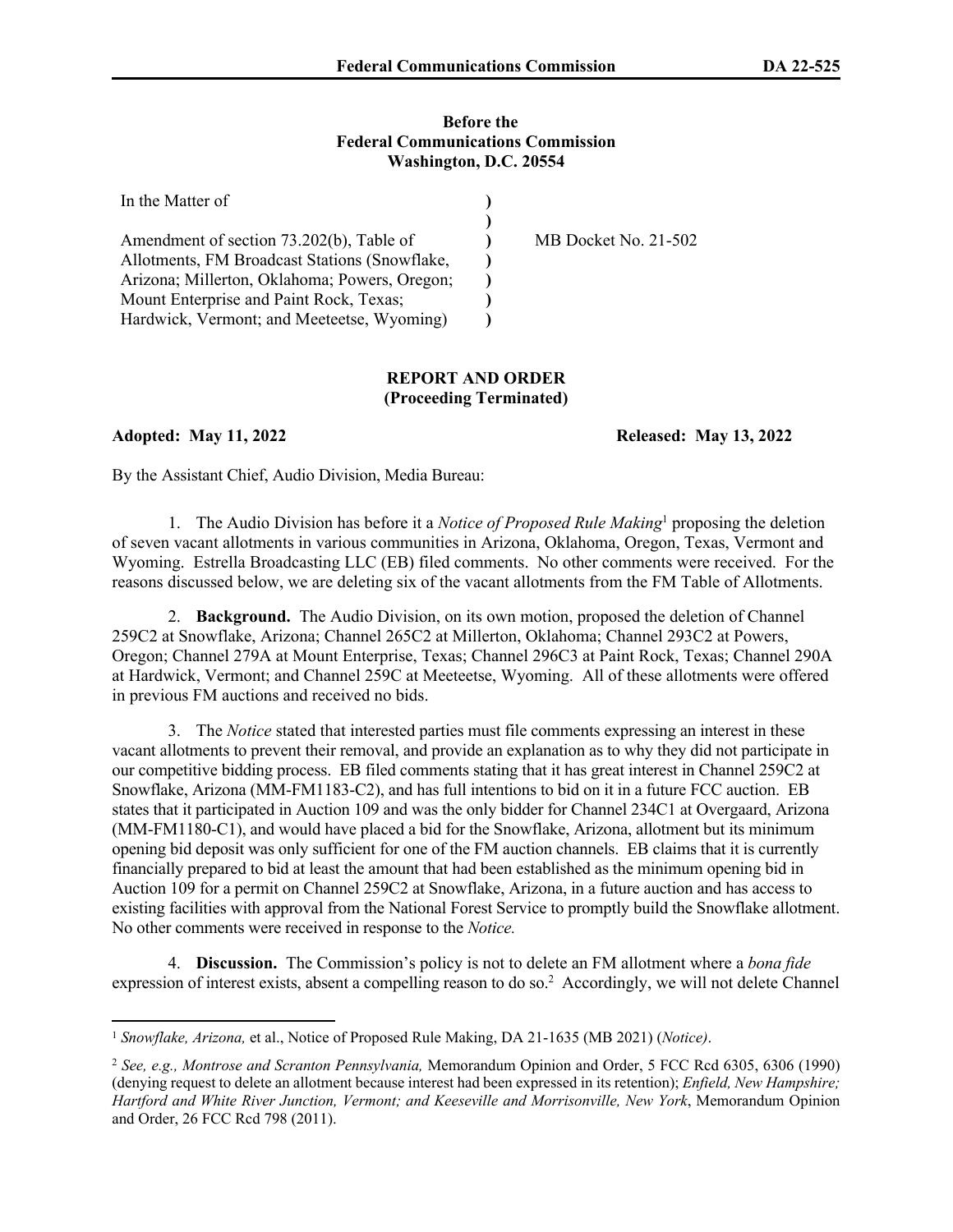**Before the**
**Federal Communications Commission**
**Washington, D.C. 20554**

| | | |
|---|---|---|
| In the Matter of | ) | |
| | ) | |
| Amendment of section 73.202(b), Table of Allotments, FM Broadcast Stations (Snowflake, Arizona; Millerton, Oklahoma; Powers, Oregon; Mount Enterprise and Paint Rock, Texas; Hardwick, Vermont; and Meeteetse, Wyoming) | ) | MB Docket No. 21-502 |

**REPORT AND ORDER**
**(Proceeding Terminated)**

**Adopted: May 11, 2022** **Released: May 13, 2022**

By the Assistant Chief, Audio Division, Media Bureau:

1. The Audio Division has before it a *Notice of Proposed Rule Making*[1] proposing the deletion of seven vacant allotments in various communities in Arizona, Oklahoma, Oregon, Texas, Vermont and Wyoming. Estrella Broadcasting LLC (EB) filed comments. No other comments were received. For the reasons discussed below, we are deleting six of the vacant allotments from the FM Table of Allotments.

2. **Background.** The Audio Division, on its own motion, proposed the deletion of Channel 259C2 at Snowflake, Arizona; Channel 265C2 at Millerton, Oklahoma; Channel 293C2 at Powers, Oregon; Channel 279A at Mount Enterprise, Texas; Channel 296C3 at Paint Rock, Texas; Channel 290A at Hardwick, Vermont; and Channel 259C at Meeteetse, Wyoming. All of these allotments were offered in previous FM auctions and received no bids.

3. The *Notice* stated that interested parties must file comments expressing an interest in these vacant allotments to prevent their removal, and provide an explanation as to why they did not participate in our competitive bidding process. EB filed comments stating that it has great interest in Channel 259C2 at Snowflake, Arizona (MM-FM1183-C2), and has full intentions to bid on it in a future FCC auction. EB states that it participated in Auction 109 and was the only bidder for Channel 234C1 at Overgaard, Arizona (MM-FM1180-C1), and would have placed a bid for the Snowflake, Arizona, allotment but its minimum opening bid deposit was only sufficient for one of the FM auction channels. EB claims that it is currently financially prepared to bid at least the amount that had been established as the minimum opening bid in Auction 109 for a permit on Channel 259C2 at Snowflake, Arizona, in a future auction and has access to existing facilities with approval from the National Forest Service to promptly build the Snowflake allotment. No other comments were received in response to the *Notice.*

4. **Discussion.** The Commission's policy is not to delete an FM allotment where a *bona fide* expression of interest exists, absent a compelling reason to do so.[2] Accordingly, we will not delete Channel

---

[1] *Snowflake, Arizona,* et al., Notice of Proposed Rule Making, DA 21-1635 (MB 2021) (*Notice)*.

[2] *See, e.g., Montrose and Scranton Pennsylvania,* Memorandum Opinion and Order, 5 FCC Rcd 6305, 6306 (1990) (denying request to delete an allotment because interest had been expressed in its retention); *Enfield, New Hampshire; Hartford and White River Junction, Vermont; and Keeseville and Morrisonville, New York*, Memorandum Opinion and Order, 26 FCC Rcd 798 (2011).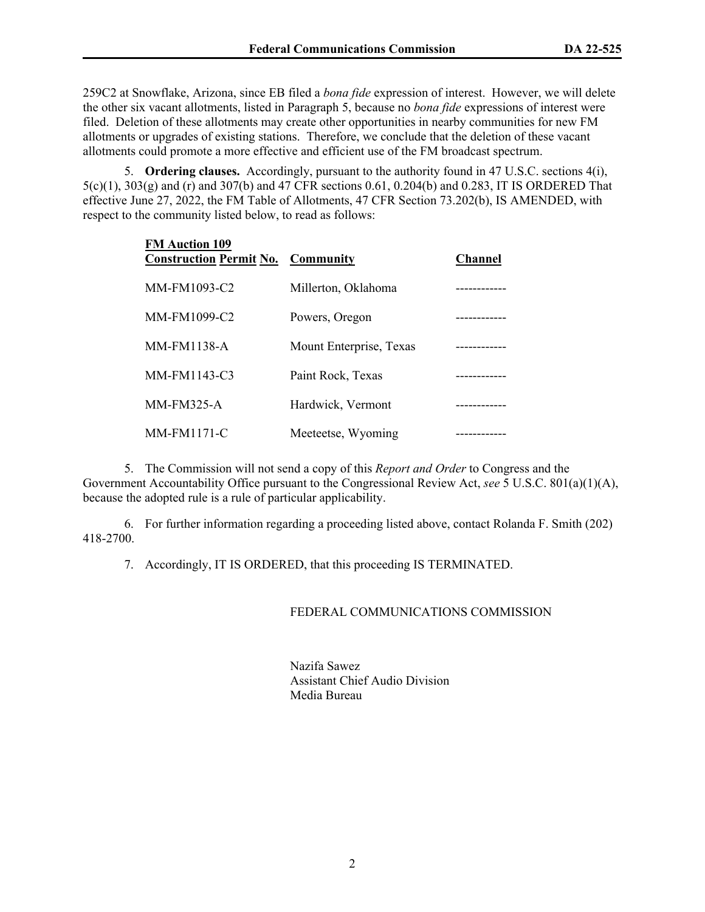259C2 at Snowflake, Arizona, since EB filed a *bona fide* expression of interest. However, we will delete the other six vacant allotments, listed in Paragraph 5, because no *bona fide* expressions of interest were filed. Deletion of these allotments may create other opportunities in nearby communities for new FM allotments or upgrades of existing stations. Therefore, we conclude that the deletion of these vacant allotments could promote a more effective and efficient use of the FM broadcast spectrum.

5. **Ordering clauses.** Accordingly, pursuant to the authority found in 47 U.S.C. sections 4(i), 5(c)(1), 303(g) and (r) and 307(b) and 47 CFR sections 0.61, 0.204(b) and 0.283, IT IS ORDERED That effective June 27, 2022, the FM Table of Allotments, 47 CFR Section 73.202(b), IS AMENDED, with respect to the community listed below, to read as follows:

| FM Auction 109 Construction Permit No. | Community | Channel |
|---|---|---|
| MM-FM1093-C2 | Millerton, Oklahoma | ------------ |
| MM-FM1099-C2 | Powers, Oregon | ------------ |
| MM-FM1138-A | Mount Enterprise, Texas | ------------ |
| MM-FM1143-C3 | Paint Rock, Texas | ------------ |
| MM-FM325-A | Hardwick, Vermont | ------------ |
| MM-FM1171-C | Meeteetse, Wyoming | ------------ |

5. The Commission will not send a copy of this *Report and Order* to Congress and the Government Accountability Office pursuant to the Congressional Review Act, *see* 5 U.S.C. 801(a)(1)(A), because the adopted rule is a rule of particular applicability.

6. For further information regarding a proceeding listed above, contact Rolanda F. Smith (202) 418-2700.

7. Accordingly, IT IS ORDERED, that this proceeding IS TERMINATED.

FEDERAL COMMUNICATIONS COMMISSION

Nazifa Sawez
Assistant Chief Audio Division
Media Bureau